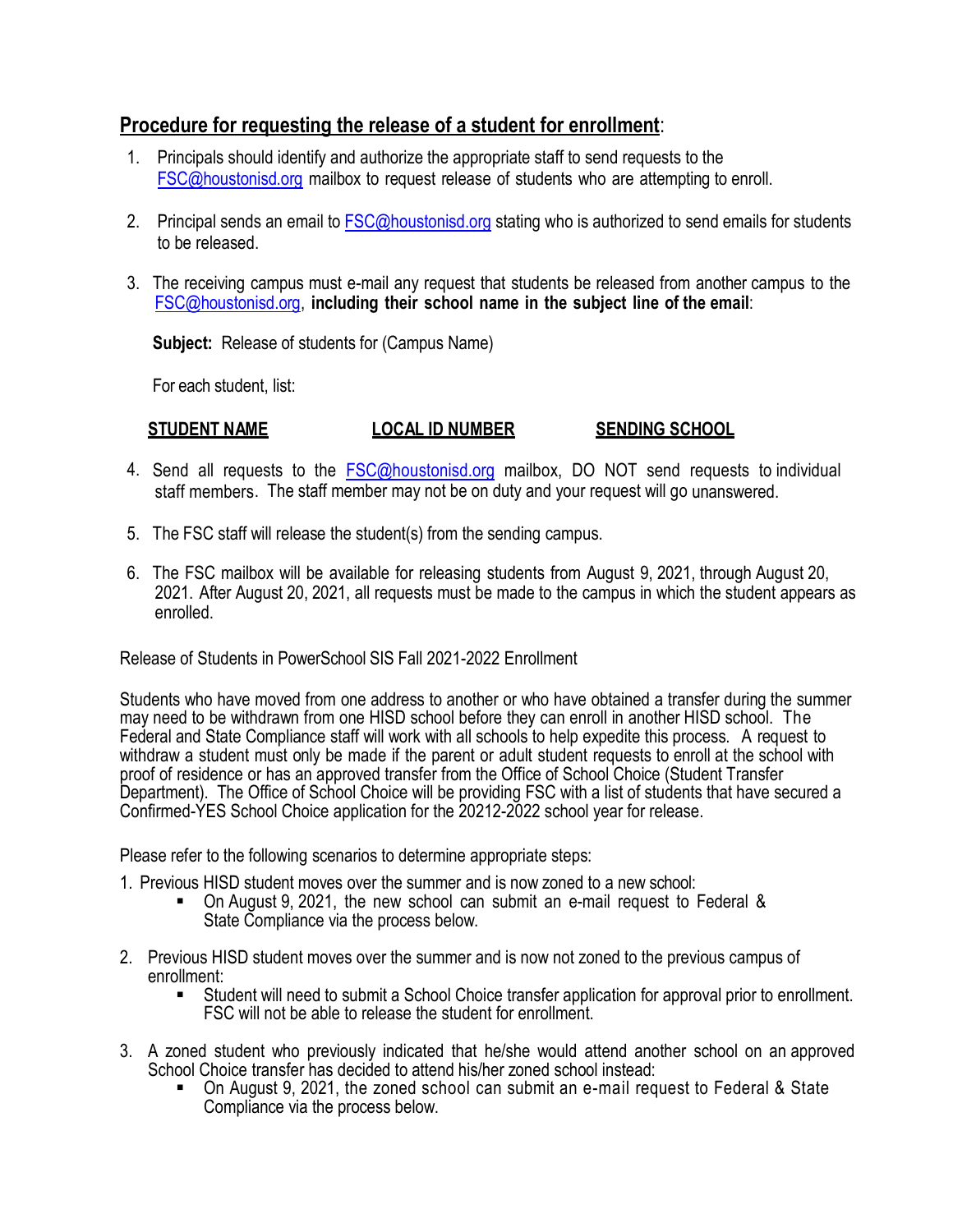## Procedure for requesting the release of a student for enrollment:

1. Principals should identify and authorize the appropriate staff to send requests to the FSC@houstonisd.org mailbox to request release of students who are attempting to enroll.

2. Principal sends an email to FSC@houstonisd.org stating who is authorized to send emails for students to be released.

3. The receiving campus must e-mail any request that students be released from another campus to the FSC@houstonisd.org, **including their school name in the subject line of the email**:

   **Subject:** Release of students for (Campus Name)

   For each student, list:

   **STUDENT NAME** | **LOCAL ID NUMBER** | **SENDING SCHOOL**

4. Send all requests to the FSC@houstonisd.org mailbox, DO NOT send requests to individual staff members. The staff member may not be on duty and your request will go unanswered.

5. The FSC staff will release the student(s) from the sending campus.

6. The FSC mailbox will be available for releasing students from August 9, 2021, through August 20, 2021. After August 20, 2021, all requests must be made to the campus in which the student appears as enrolled.

Release of Students in PowerSchool SIS Fall 2021-2022 Enrollment

Students who have moved from one address to another or who have obtained a transfer during the summer may need to be withdrawn from one HISD school before they can enroll in another HISD school. The Federal and State Compliance staff will work with all schools to help expedite this process. A request to withdraw a student must only be made if the parent or adult student requests to enroll at the school with proof of residence or has an approved transfer from the Office of School Choice (Student Transfer Department). The Office of School Choice will be providing FSC with a list of students that have secured a Confirmed-YES School Choice application for the 20212-2022 school year for release.

Please refer to the following scenarios to determine appropriate steps:

1. Previous HISD student moves over the summer and is now zoned to a new school:
   - On August 9, 2021, the new school can submit an e-mail request to Federal & State Compliance via the process below.

2. Previous HISD student moves over the summer and is now not zoned to the previous campus of enrollment:
   - Student will need to submit a School Choice transfer application for approval prior to enrollment. FSC will not be able to release the student for enrollment.

3. A zoned student who previously indicated that he/she would attend another school on an approved School Choice transfer has decided to attend his/her zoned school instead:
   - On August 9, 2021, the zoned school can submit an e-mail request to Federal & State Compliance via the process below.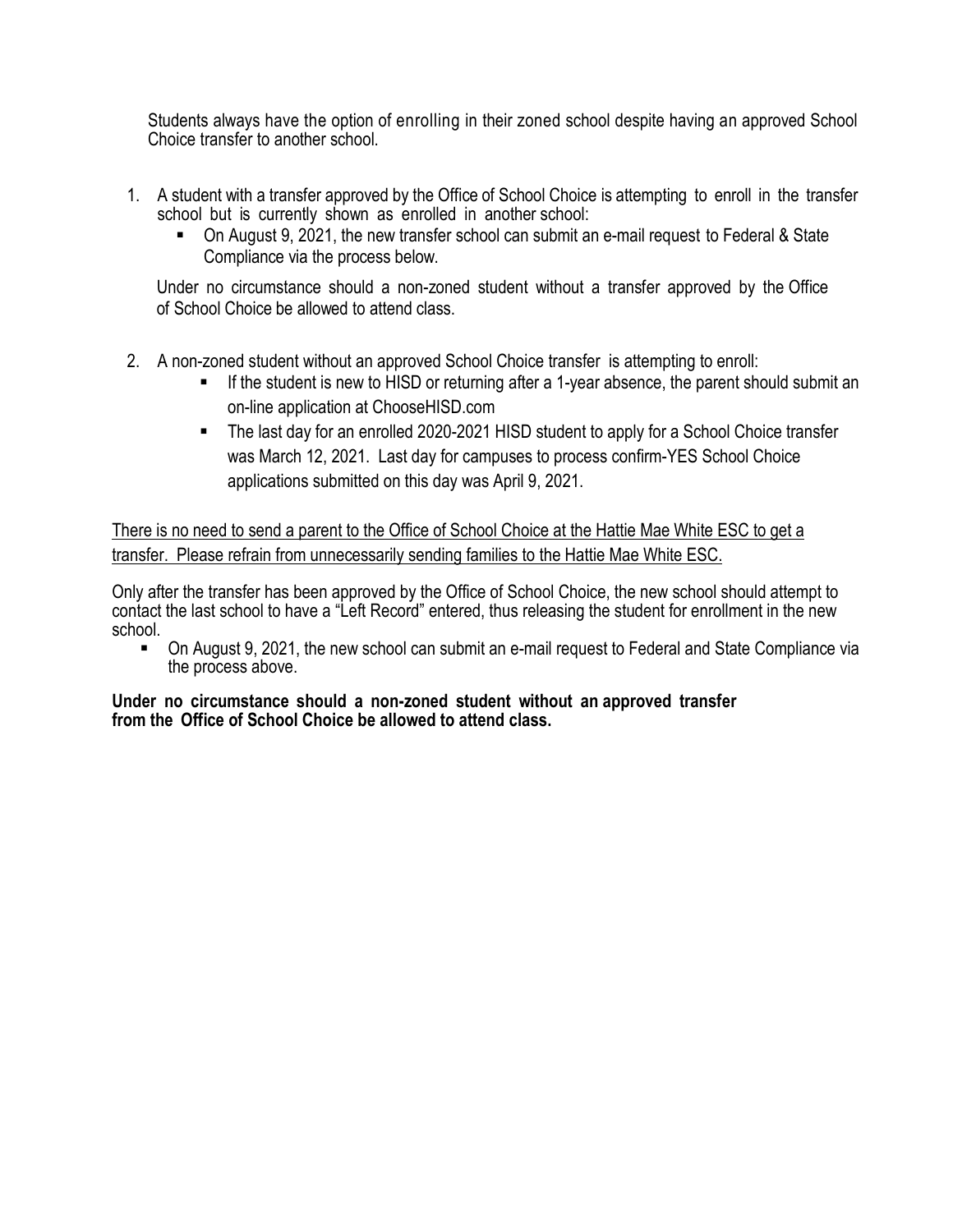Students always have the option of enrolling in their zoned school despite having an approved School Choice transfer to another school.

1. A student with a transfer approved by the Office of School Choice is attempting to enroll in the transfer school but is currently shown as enrolled in another school:
   - On August 9, 2021, the new transfer school can submit an e-mail request to Federal & State Compliance via the process below.

   Under no circumstance should a non-zoned student without a transfer approved by the Office of School Choice be allowed to attend class.

2. A non-zoned student without an approved School Choice transfer is attempting to enroll:
   - If the student is new to HISD or returning after a 1-year absence, the parent should submit an on-line application at ChooseHISD.com
   - The last day for an enrolled 2020-2021 HISD student to apply for a School Choice transfer was March 12, 2021. Last day for campuses to process confirm-YES School Choice applications submitted on this day was April 9, 2021.

<u>There is no need to send a parent to the Office of School Choice at the Hattie Mae White ESC to get a transfer. Please refrain from unnecessarily sending families to the Hattie Mae White ESC.</u>

Only after the transfer has been approved by the Office of School Choice, the new school should attempt to contact the last school to have a "Left Record" entered, thus releasing the student for enrollment in the new school.

- On August 9, 2021, the new school can submit an e-mail request to Federal and State Compliance via the process above.

**Under no circumstance should a non-zoned student without an approved transfer from the Office of School Choice be allowed to attend class.**